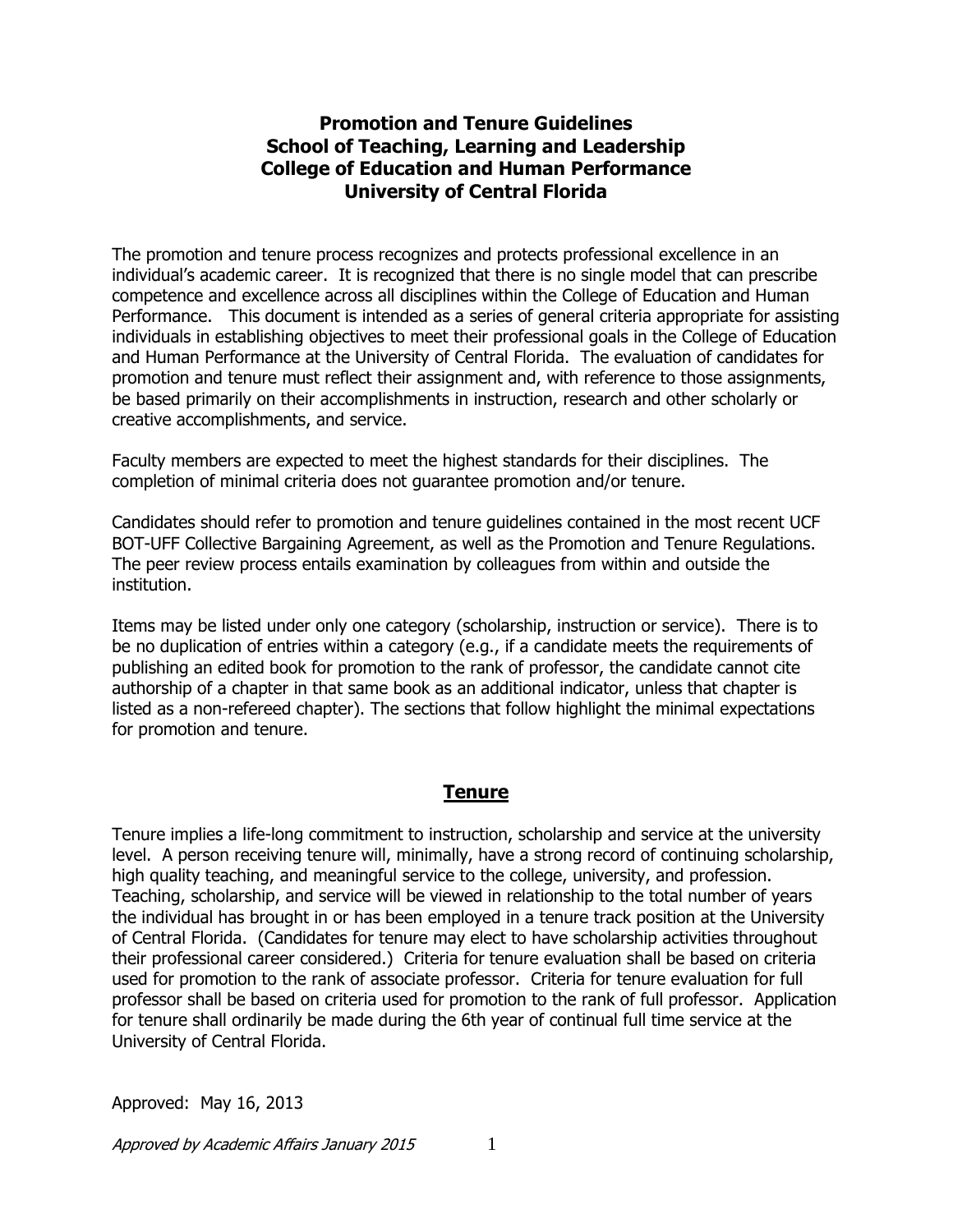# Promotion and Tenure Guidelines
# School of Teaching, Learning and Leadership
# College of Education and Human Performance
# University of Central Florida

The promotion and tenure process recognizes and protects professional excellence in an individual's academic career. It is recognized that there is no single model that can prescribe competence and excellence across all disciplines within the College of Education and Human Performance. This document is intended as a series of general criteria appropriate for assisting individuals in establishing objectives to meet their professional goals in the College of Education and Human Performance at the University of Central Florida. The evaluation of candidates for promotion and tenure must reflect their assignment and, with reference to those assignments, be based primarily on their accomplishments in instruction, research and other scholarly or creative accomplishments, and service.

Faculty members are expected to meet the highest standards for their disciplines. The completion of minimal criteria does not guarantee promotion and/or tenure.

Candidates should refer to promotion and tenure guidelines contained in the most recent UCF BOT-UFF Collective Bargaining Agreement, as well as the Promotion and Tenure Regulations. The peer review process entails examination by colleagues from within and outside the institution.

Items may be listed under only one category (scholarship, instruction or service). There is to be no duplication of entries within a category (e.g., if a candidate meets the requirements of publishing an edited book for promotion to the rank of professor, the candidate cannot cite authorship of a chapter in that same book as an additional indicator, unless that chapter is listed as a non-refereed chapter). The sections that follow highlight the minimal expectations for promotion and tenure.

## Tenure

Tenure implies a life-long commitment to instruction, scholarship and service at the university level. A person receiving tenure will, minimally, have a strong record of continuing scholarship, high quality teaching, and meaningful service to the college, university, and profession. Teaching, scholarship, and service will be viewed in relationship to the total number of years the individual has brought in or has been employed in a tenure track position at the University of Central Florida. (Candidates for tenure may elect to have scholarship activities throughout their professional career considered.) Criteria for tenure evaluation shall be based on criteria used for promotion to the rank of associate professor. Criteria for tenure evaluation for full professor shall be based on criteria used for promotion to the rank of full professor. Application for tenure shall ordinarily be made during the 6th year of continual full time service at the University of Central Florida.

Approved: May 16, 2013

*Approved by Academic Affairs January 2015*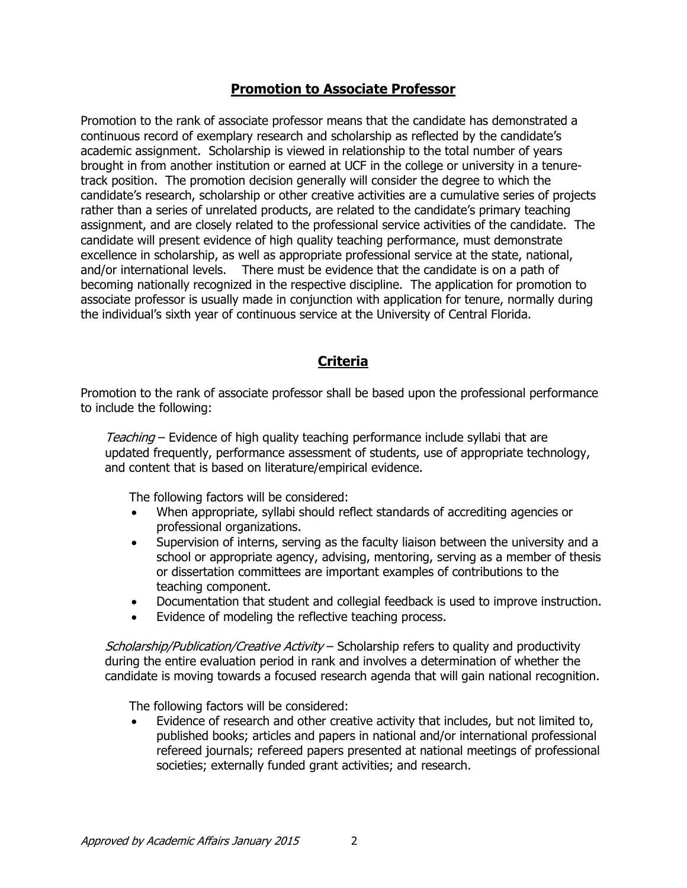## **Promotion to Associate Professor**

Promotion to the rank of associate professor means that the candidate has demonstrated a continuous record of exemplary research and scholarship as reflected by the candidate's academic assignment. Scholarship is viewed in relationship to the total number of years brought in from another institution or earned at UCF in the college or university in a tenure-track position. The promotion decision generally will consider the degree to which the candidate's research, scholarship or other creative activities are a cumulative series of projects rather than a series of unrelated products, are related to the candidate's primary teaching assignment, and are closely related to the professional service activities of the candidate. The candidate will present evidence of high quality teaching performance, must demonstrate excellence in scholarship, as well as appropriate professional service at the state, national, and/or international levels. There must be evidence that the candidate is on a path of becoming nationally recognized in the respective discipline. The application for promotion to associate professor is usually made in conjunction with application for tenure, normally during the individual's sixth year of continuous service at the University of Central Florida.

## **Criteria**

Promotion to the rank of associate professor shall be based upon the professional performance to include the following:

*Teaching* – Evidence of high quality teaching performance include syllabi that are updated frequently, performance assessment of students, use of appropriate technology, and content that is based on literature/empirical evidence.

The following factors will be considered:

- When appropriate, syllabi should reflect standards of accrediting agencies or professional organizations.
- Supervision of interns, serving as the faculty liaison between the university and a school or appropriate agency, advising, mentoring, serving as a member of thesis or dissertation committees are important examples of contributions to the teaching component.
- Documentation that student and collegial feedback is used to improve instruction.
- Evidence of modeling the reflective teaching process.

*Scholarship/Publication/Creative Activity* – Scholarship refers to quality and productivity during the entire evaluation period in rank and involves a determination of whether the candidate is moving towards a focused research agenda that will gain national recognition.

The following factors will be considered:

- Evidence of research and other creative activity that includes, but not limited to, published books; articles and papers in national and/or international professional refereed journals; refereed papers presented at national meetings of professional societies; externally funded grant activities; and research.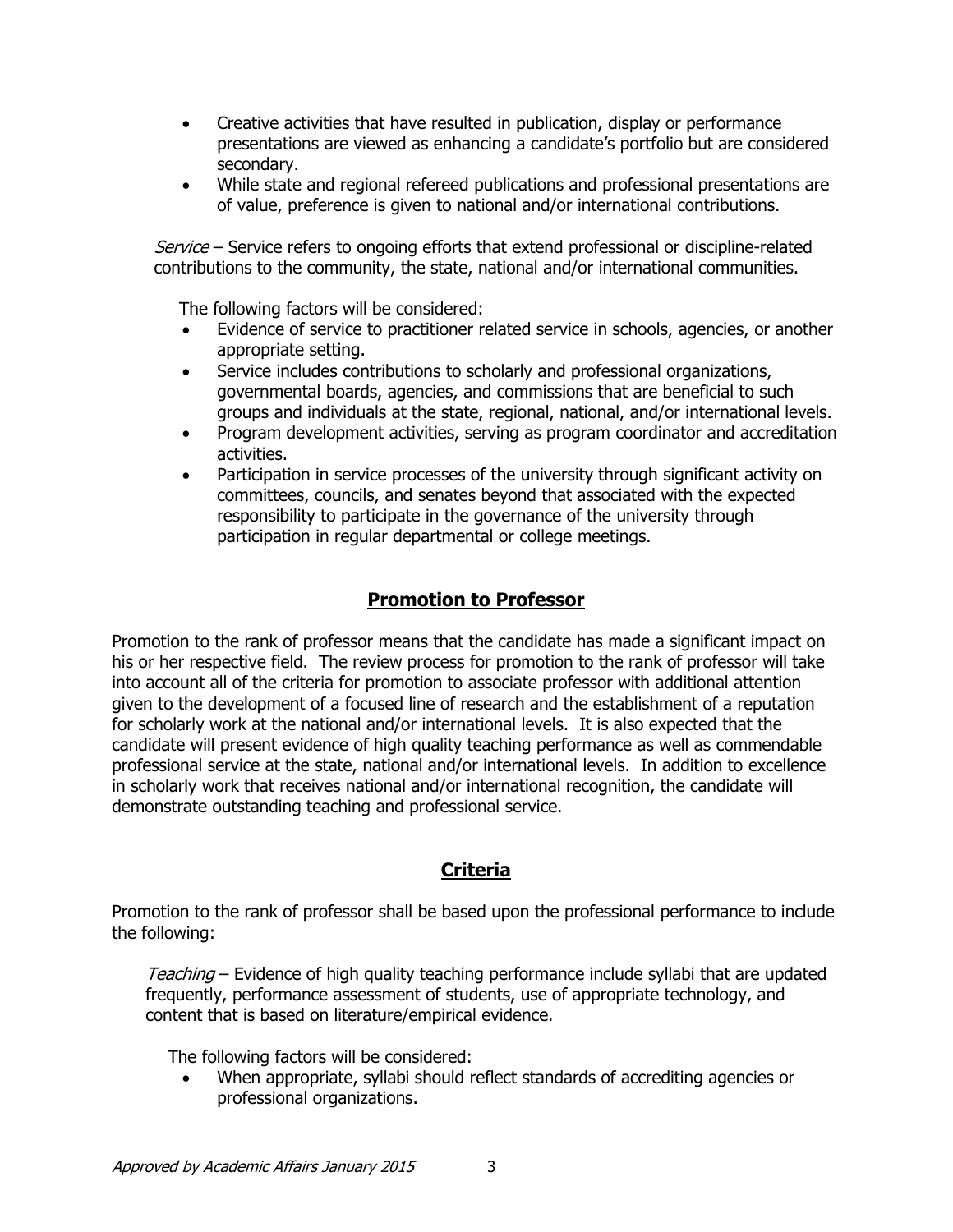- Creative activities that have resulted in publication, display or performance presentations are viewed as enhancing a candidate's portfolio but are considered secondary.
- While state and regional refereed publications and professional presentations are of value, preference is given to national and/or international contributions.

*Service* – Service refers to ongoing efforts that extend professional or discipline-related contributions to the community, the state, national and/or international communities.

The following factors will be considered:

- Evidence of service to practitioner related service in schools, agencies, or another appropriate setting.
- Service includes contributions to scholarly and professional organizations, governmental boards, agencies, and commissions that are beneficial to such groups and individuals at the state, regional, national, and/or international levels.
- Program development activities, serving as program coordinator and accreditation activities.
- Participation in service processes of the university through significant activity on committees, councils, and senates beyond that associated with the expected responsibility to participate in the governance of the university through participation in regular departmental or college meetings.

## **Promotion to Professor**

Promotion to the rank of professor means that the candidate has made a significant impact on his or her respective field. The review process for promotion to the rank of professor will take into account all of the criteria for promotion to associate professor with additional attention given to the development of a focused line of research and the establishment of a reputation for scholarly work at the national and/or international levels. It is also expected that the candidate will present evidence of high quality teaching performance as well as commendable professional service at the state, national and/or international levels. In addition to excellence in scholarly work that receives national and/or international recognition, the candidate will demonstrate outstanding teaching and professional service.

## **Criteria**

Promotion to the rank of professor shall be based upon the professional performance to include the following:

*Teaching* – Evidence of high quality teaching performance include syllabi that are updated frequently, performance assessment of students, use of appropriate technology, and content that is based on literature/empirical evidence.

The following factors will be considered:

- When appropriate, syllabi should reflect standards of accrediting agencies or professional organizations.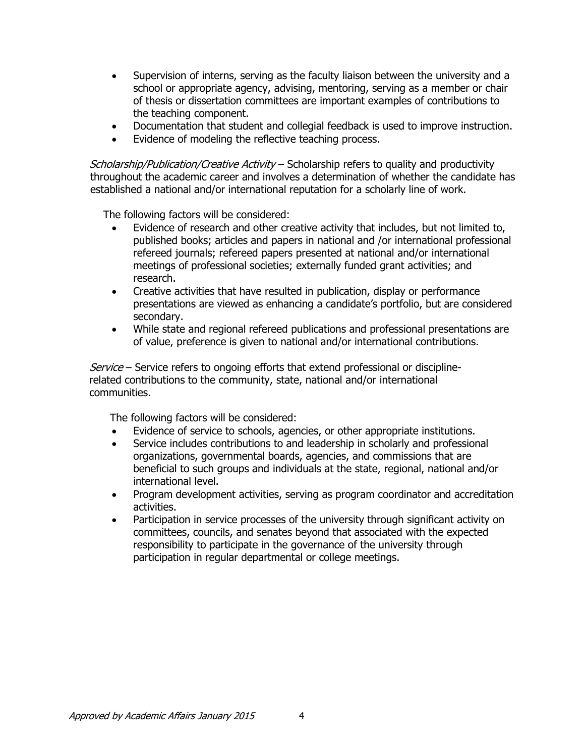- Supervision of interns, serving as the faculty liaison between the university and a school or appropriate agency, advising, mentoring, serving as a member or chair of thesis or dissertation committees are important examples of contributions to the teaching component.
- Documentation that student and collegial feedback is used to improve instruction.
- Evidence of modeling the reflective teaching process.

*Scholarship/Publication/Creative Activity* – Scholarship refers to quality and productivity throughout the academic career and involves a determination of whether the candidate has established a national and/or international reputation for a scholarly line of work.

The following factors will be considered:

- Evidence of research and other creative activity that includes, but not limited to, published books; articles and papers in national and /or international professional refereed journals; refereed papers presented at national and/or international meetings of professional societies; externally funded grant activities; and research.
- Creative activities that have resulted in publication, display or performance presentations are viewed as enhancing a candidate's portfolio, but are considered secondary.
- While state and regional refereed publications and professional presentations are of value, preference is given to national and/or international contributions.

*Service* – Service refers to ongoing efforts that extend professional or discipline-related contributions to the community, state, national and/or international communities.

The following factors will be considered:

- Evidence of service to schools, agencies, or other appropriate institutions.
- Service includes contributions to and leadership in scholarly and professional organizations, governmental boards, agencies, and commissions that are beneficial to such groups and individuals at the state, regional, national and/or international level.
- Program development activities, serving as program coordinator and accreditation activities.
- Participation in service processes of the university through significant activity on committees, councils, and senates beyond that associated with the expected responsibility to participate in the governance of the university through participation in regular departmental or college meetings.